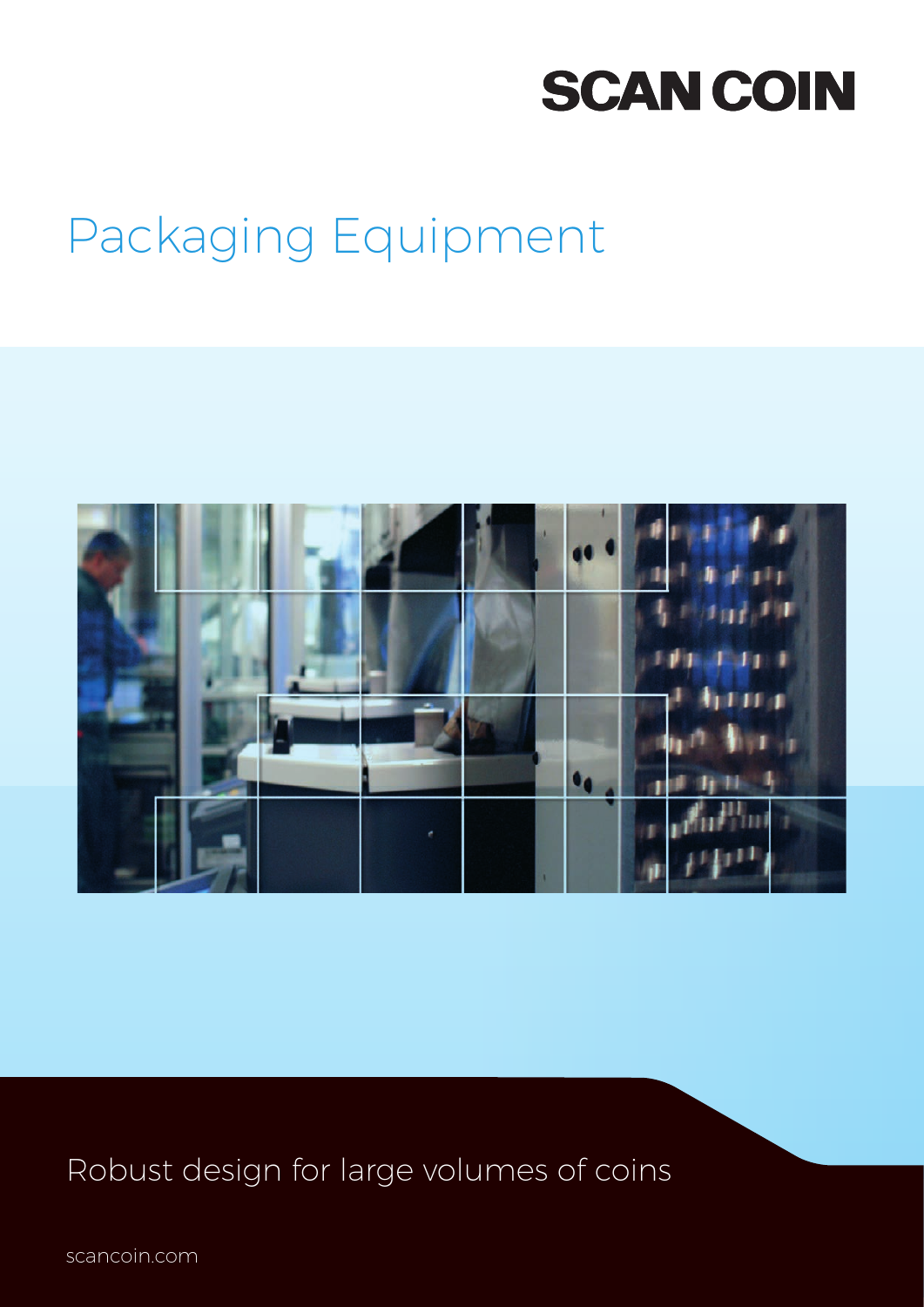SCAN COIN

# Packaging Equipment

Robust design for large volumes of coins

scancoin.com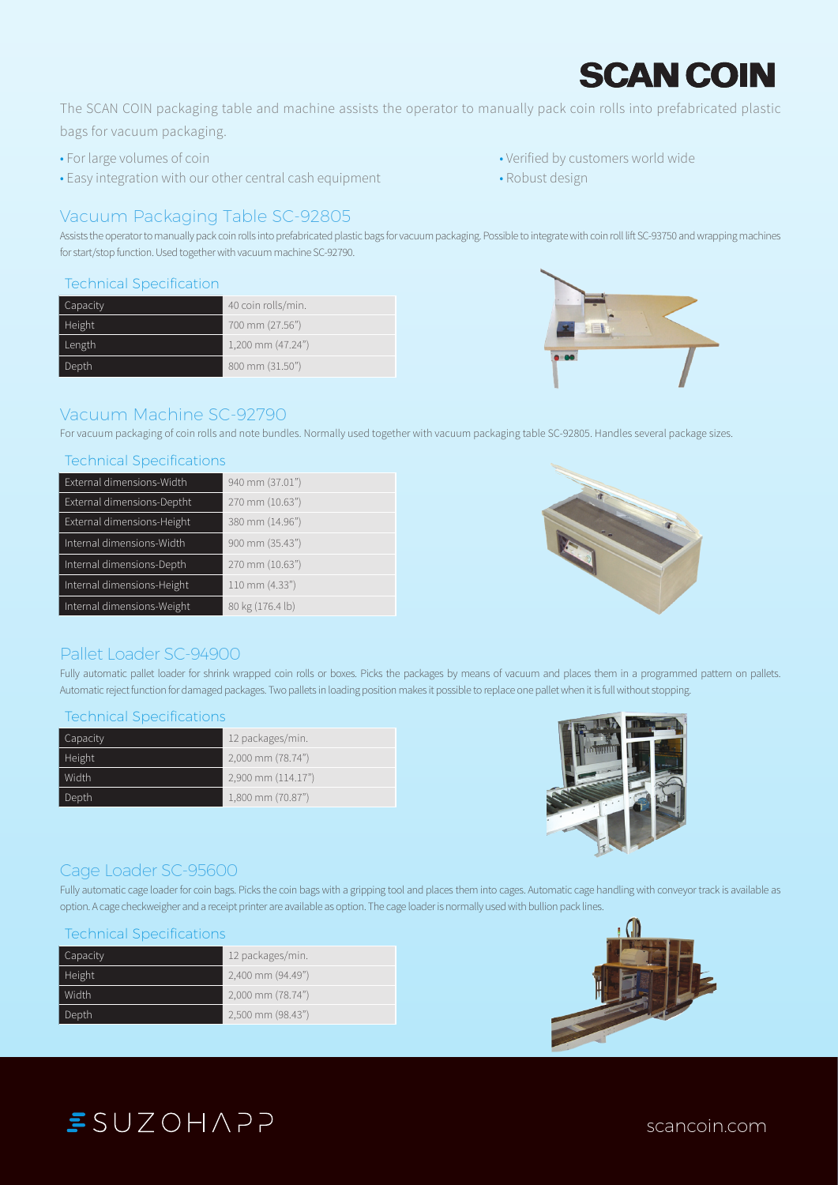# SCAN COIN

The SCAN COIN packaging table and machine assists the operator to manually pack coin rolls into prefabricated plastic bags for vacuum packaging.

- For large volumes of coin
- Easy integration with our other central cash equipment
- Verified by customers world wide
- Robust design

## Vacuum Packaging Table SC-92805

Assists the operator to manually pack coin rolls into prefabricated plastic bags for vacuum packaging. Possible to integrate with coin roll lift SC-93750 and wrapping machines for start/stop function. Used together with vacuum machine SC-92790.

### Technical Specification

| | |
|---|---|
| Capacity | 40 coin rolls/min. |
| Height | 700 mm (27.56") |
| Length | 1,200 mm (47.24") |
| Depth | 800 mm (31.50") |

## Vacuum Machine SC-92790

For vacuum packaging of coin rolls and note bundles. Normally used together with vacuum packaging table SC-92805. Handles several package sizes.

### Technical Specifications

| | |
|---|---|
| External dimensions-Width | 940 mm (37.01") |
| External dimensions-Deptht | 270 mm (10.63") |
| External dimensions-Height | 380 mm (14.96") |
| Internal dimensions-Width | 900 mm (35.43") |
| Internal dimensions-Depth | 270 mm (10.63") |
| Internal dimensions-Height | 110 mm (4.33") |
| Internal dimensions-Weight | 80 kg (176.4 lb) |

## Pallet Loader SC-94900

Fully automatic pallet loader for shrink wrapped coin rolls or boxes. Picks the packages by means of vacuum and places them in a programmed pattern on pallets. Automatic reject function for damaged packages. Two pallets in loading position makes it possible to replace one pallet when it is full without stopping.

### Technical Specifications

| | |
|---|---|
| Capacity | 12 packages/min. |
| Height | 2,000 mm (78.74") |
| Width | 2,900 mm (114.17") |
| Depth | 1,800 mm (70.87") |

## Cage Loader SC-95600

Fully automatic cage loader for coin bags. Picks the coin bags with a gripping tool and places them into cages. Automatic cage handling with conveyor track is available as option. A cage checkweigher and a receipt printer are available as option. The cage loader is normally used with bullion pack lines.

### Technical Specifications

| | |
|---|---|
| Capacity | 12 packages/min. |
| Height | 2,400 mm (94.49") |
| Width | 2,000 mm (78.74") |
| Depth | 2,500 mm (98.43") |

SUZOHAPP

scancoin.com